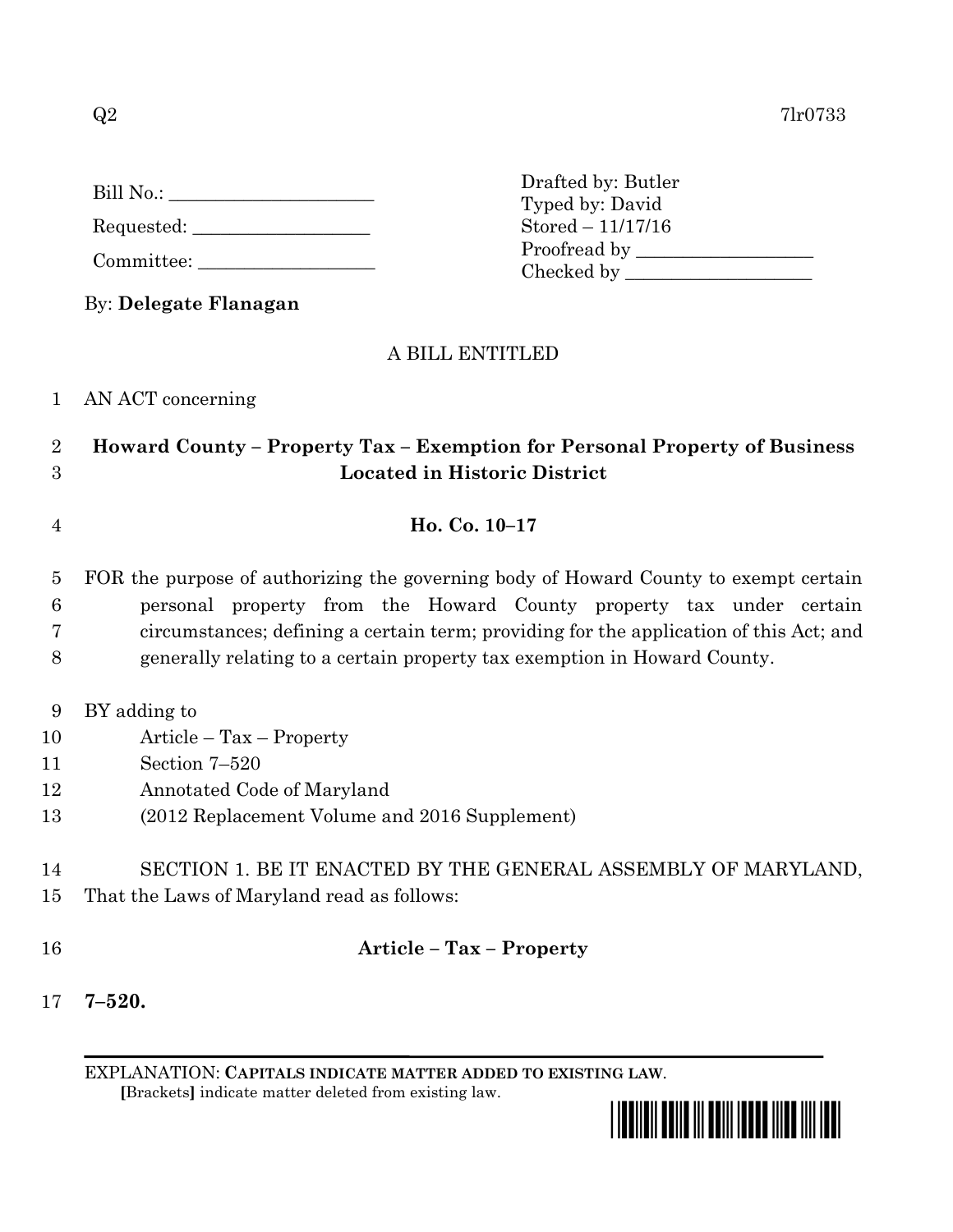Q2 7lr0733

Bill No.: ____________________

Requested: ____________________

Committee: ____________________

Drafted by: Butler
Typed by: David
Stored – 11/17/16
Proofread by ____________________
Checked by ____________________

By: **Delegate Flanagan**

A BILL ENTITLED

1 AN ACT concerning

2 **Howard County – Property Tax – Exemption for Personal Property of Business**
3 **Located in Historic District**

4 **Ho. Co. 10–17**

5 FOR the purpose of authorizing the governing body of Howard County to exempt certain
6 personal property from the Howard County property tax under certain
7 circumstances; defining a certain term; providing for the application of this Act; and
8 generally relating to a certain property tax exemption in Howard County.

9 BY adding to
10 Article – Tax – Property
11 Section 7–520
12 Annotated Code of Maryland
13 (2012 Replacement Volume and 2016 Supplement)

14 SECTION 1. BE IT ENACTED BY THE GENERAL ASSEMBLY OF MARYLAND,
15 That the Laws of Maryland read as follows:

16 **Article – Tax – Property**

17 **7–520.**

EXPLANATION: **CAPITALS INDICATE MATTER ADDED TO EXISTING LAW.**
**[**Brackets**]** indicate matter deleted from existing law.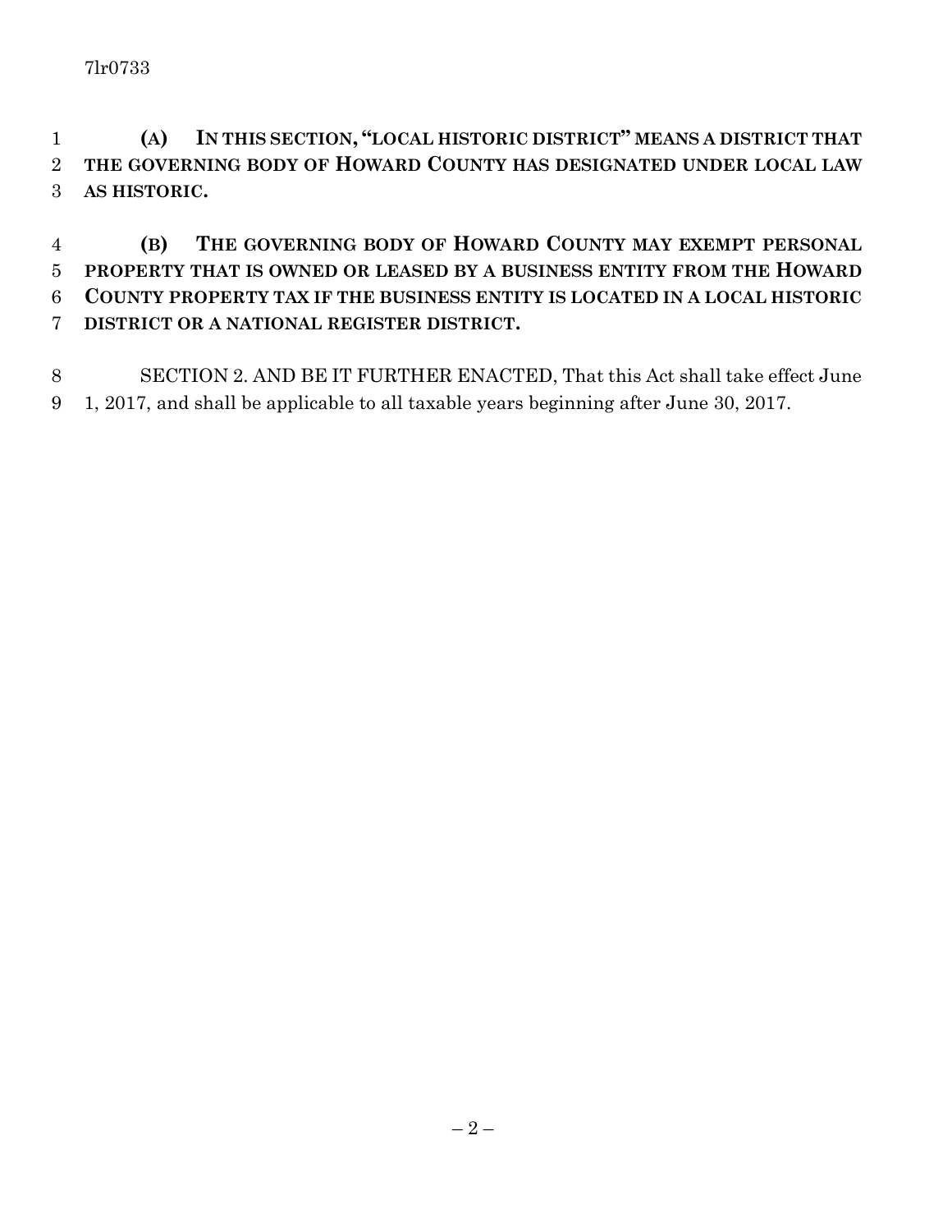**(A) IN THIS SECTION, "LOCAL HISTORIC DISTRICT" MEANS A DISTRICT THAT THE GOVERNING BODY OF HOWARD COUNTY HAS DESIGNATED UNDER LOCAL LAW AS HISTORIC.**

**(B) THE GOVERNING BODY OF HOWARD COUNTY MAY EXEMPT PERSONAL PROPERTY THAT IS OWNED OR LEASED BY A BUSINESS ENTITY FROM THE HOWARD COUNTY PROPERTY TAX IF THE BUSINESS ENTITY IS LOCATED IN A LOCAL HISTORIC DISTRICT OR A NATIONAL REGISTER DISTRICT.**

SECTION 2. AND BE IT FURTHER ENACTED, That this Act shall take effect June 1, 2017, and shall be applicable to all taxable years beginning after June 30, 2017.